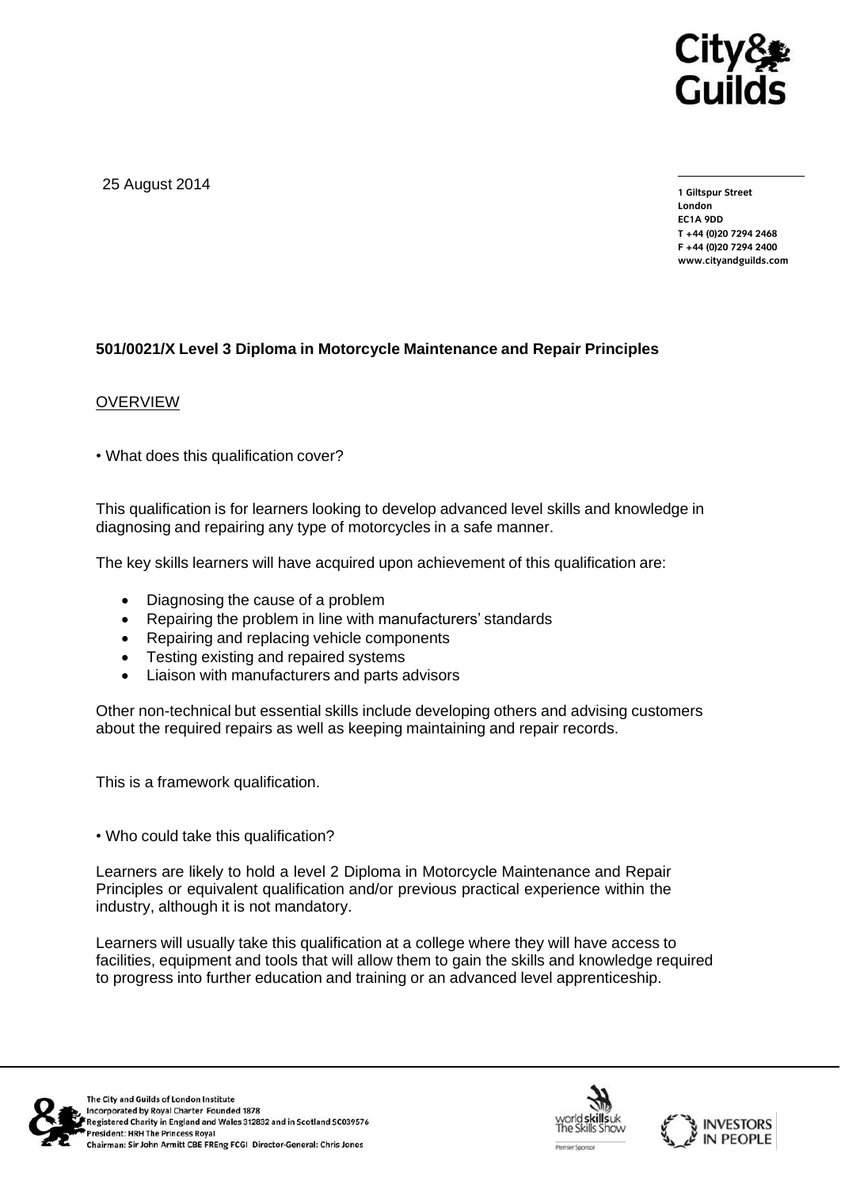25 August 2014

1 Giltspur Street
London
EC1A 9DD
T +44 (0)20 7294 2468
F +44 (0)20 7294 2400
www.cityandguilds.com

**501/0021/X Level 3 Diploma in Motorcycle Maintenance and Repair Principles**

OVERVIEW

• What does this qualification cover?

This qualification is for learners looking to develop advanced level skills and knowledge in diagnosing and repairing any type of motorcycles in a safe manner.

The key skills learners will have acquired upon achievement of this qualification are:

- Diagnosing the cause of a problem
- Repairing the problem in line with manufacturers' standards
- Repairing and replacing vehicle components
- Testing existing and repaired systems
- Liaison with manufacturers and parts advisors

Other non-technical but essential skills include developing others and advising customers about the required repairs as well as keeping maintaining and repair records.

This is a framework qualification.

• Who could take this qualification?

Learners are likely to hold a level 2 Diploma in Motorcycle Maintenance and Repair Principles or equivalent qualification and/or previous practical experience within the industry, although it is not mandatory.

Learners will usually take this qualification at a college where they will have access to facilities, equipment and tools that will allow them to gain the skills and knowledge required to progress into further education and training or an advanced level apprenticeship.

The City and Guilds of London Institute
Incorporated by Royal Charter Founded 1878
Registered Charity in England and Wales 312832 and in Scotland SC039576
President: HRH The Princess Royal
Chairman: Sir John Armitt CBE FREng FCGI Director-General: Chris Jones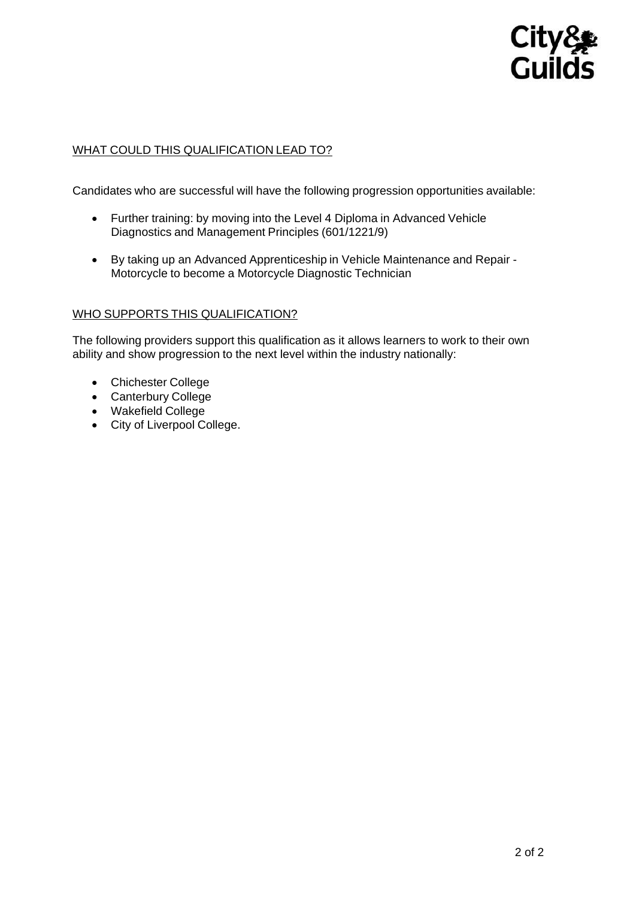## WHAT COULD THIS QUALIFICATION LEAD TO?

Candidates who are successful will have the following progression opportunities available:

- Further training: by moving into the Level 4 Diploma in Advanced Vehicle Diagnostics and Management Principles (601/1221/9)
- By taking up an Advanced Apprenticeship in Vehicle Maintenance and Repair - Motorcycle to become a Motorcycle Diagnostic Technician

## WHO SUPPORTS THIS QUALIFICATION?

The following providers support this qualification as it allows learners to work to their own ability and show progression to the next level within the industry nationally:

- Chichester College
- Canterbury College
- Wakefield College
- City of Liverpool College.